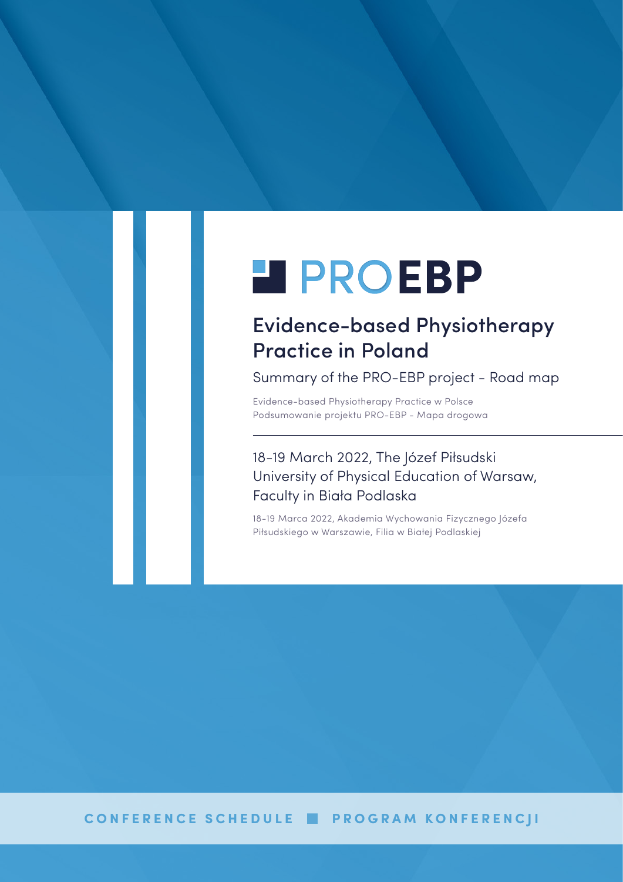# PROEBP

## Evidence-based Physiotherapy Practice in Poland

### Summary of the PRO-EBP project - Road map

Evidence-based Physiotherapy Practice w Polsce
Podsumowanie projektu PRO-EBP - Mapa drogowa

---

18-19 March 2022, The Józef Piłsudski University of Physical Education of Warsaw, Faculty in Biała Podlaska

18-19 Marca 2022, Akademia Wychowania Fizycznego Józefa Piłsudskiego w Warszawie, Filia w Białej Podlaskiej

**CONFERENCE SCHEDULE ■ PROGRAM KONFERENCJI**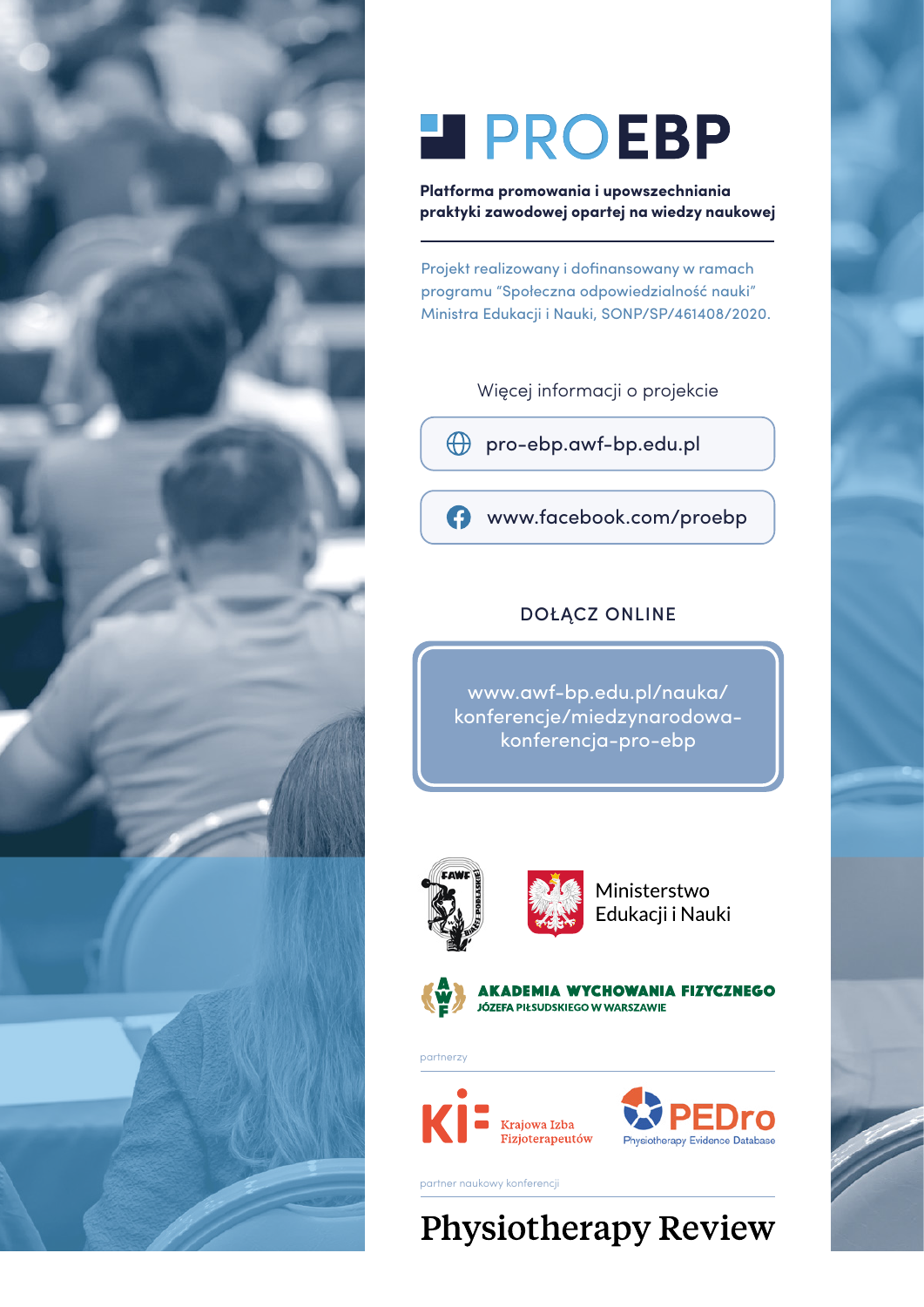# PROEBP

**Platforma promowania i upowszechniania praktyki zawodowej opartej na wiedzy naukowej**

Projekt realizowany i dofinansowany w ramach programu "Społeczna odpowiedzialność nauki" Ministra Edukacji i Nauki, SONP/SP/461408/2020.

Więcej informacji o projekcie

pro-ebp.awf-bp.edu.pl

www.facebook.com/proebp

## DOŁĄCZ ONLINE

www.awf-bp.edu.pl/nauka/konferencje/miedzynarodowa-konferencja-pro-ebp

Ministerstwo Edukacji i Nauki

AKADEMIA WYCHOWANIA FIZYCZNEGO JÓZEFA PIŁSUDSKIEGO W WARSZAWIE

partnerzy

Krajowa Izba Fizjoterapeutów

PEDro Physiotherapy Evidence Database

partner naukowy konferencji

Physiotherapy Review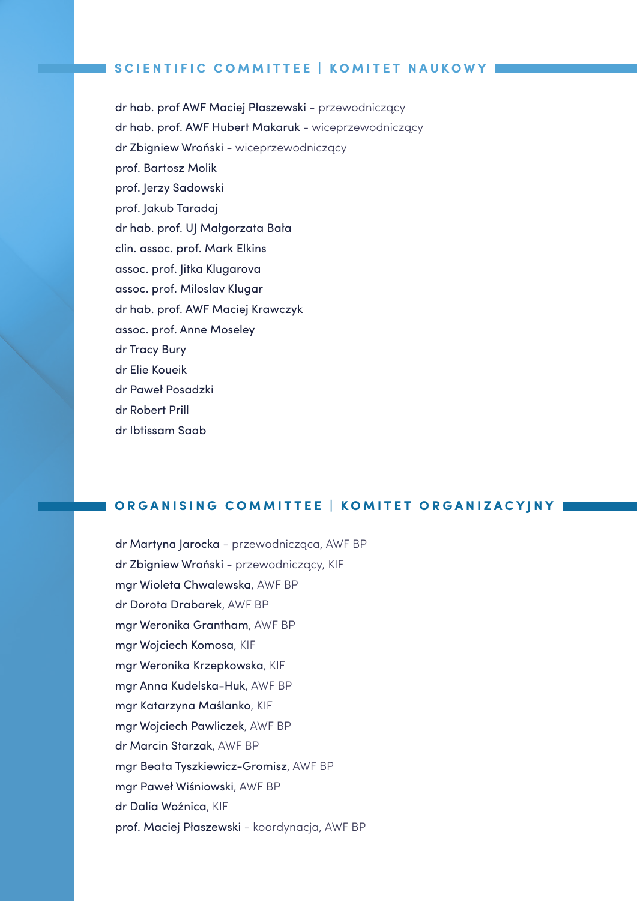## SCIENTIFIC COMMITTEE | KOMITET NAUKOWY

dr hab. prof AWF Maciej Płaszewski – przewodniczący
dr hab. prof. AWF Hubert Makaruk – wiceprzewodniczący
dr Zbigniew Wroński – wiceprzewodniczący
prof. Bartosz Molik
prof. Jerzy Sadowski
prof. Jakub Taradaj
dr hab. prof. UJ Małgorzata Bała
clin. assoc. prof. Mark Elkins
assoc. prof. Jitka Klugarova
assoc. prof. Miloslav Klugar
dr hab. prof. AWF Maciej Krawczyk
assoc. prof. Anne Moseley
dr Tracy Bury
dr Elie Koueik
dr Paweł Posadzki
dr Robert Prill
dr Ibtissam Saab

## ORGANISING COMMITTEE | KOMITET ORGANIZACYJNY

dr Martyna Jarocka – przewodnicząca, AWF BP
dr Zbigniew Wroński – przewodniczący, KIF
mgr Wioleta Chwalewska, AWF BP
dr Dorota Drabarek, AWF BP
mgr Weronika Grantham, AWF BP
mgr Wojciech Komosa, KIF
mgr Weronika Krzepkowska, KIF
mgr Anna Kudelska-Huk, AWF BP
mgr Katarzyna Maślanko, KIF
mgr Wojciech Pawliczek, AWF BP
dr Marcin Starzak, AWF BP
mgr Beata Tyszkiewicz-Gromisz, AWF BP
mgr Paweł Wiśniowski, AWF BP
dr Dalia Woźnica, KIF
prof. Maciej Płaszewski – koordynacja, AWF BP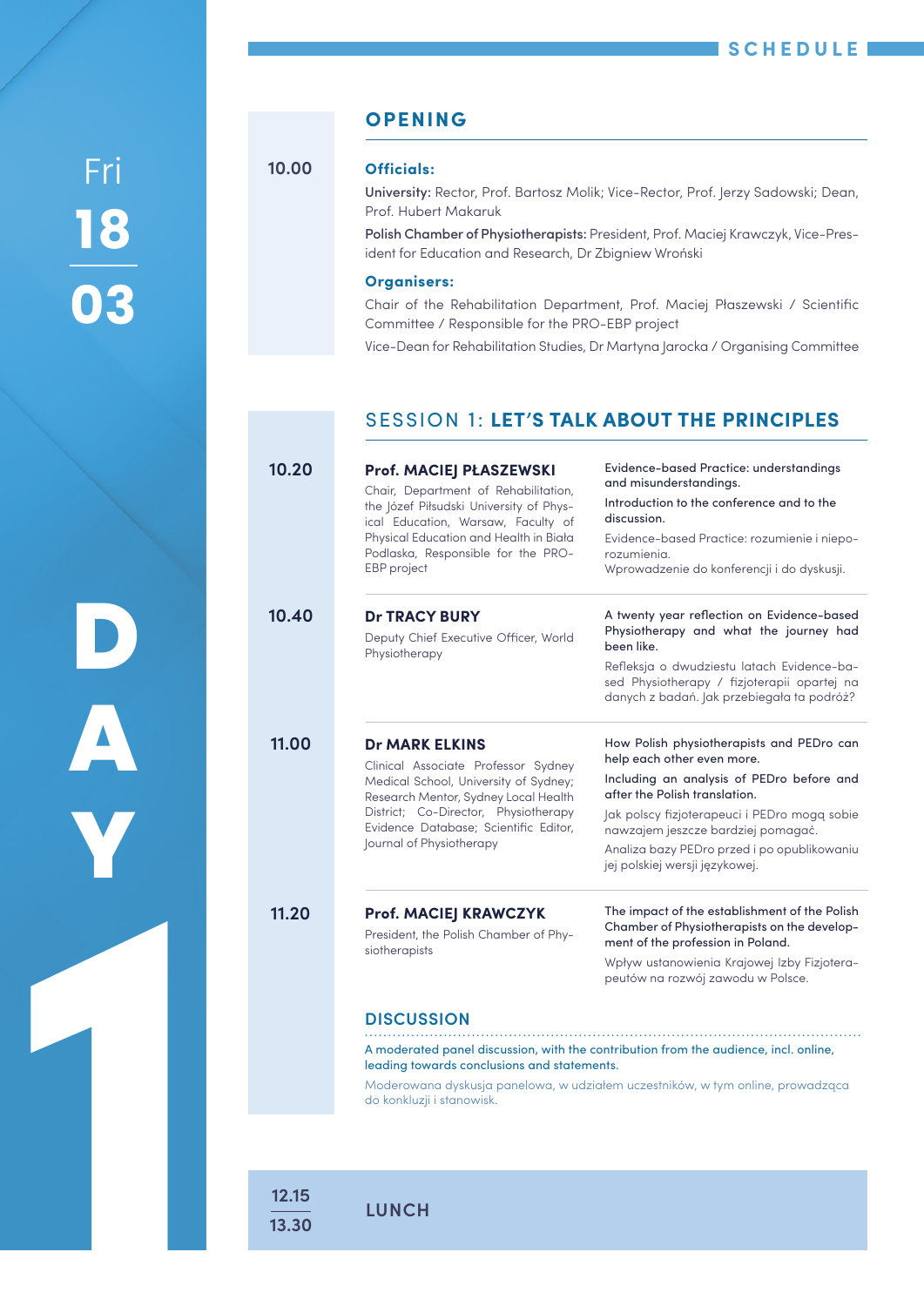# SCHEDULE

Fri **18** / **03**

**DAY 1**

## OPENING

**10.00**

**Officials:**

**University:** Rector, Prof. Bartosz Molik; Vice-Rector, Prof. Jerzy Sadowski; Dean, Prof. Hubert Makaruk

**Polish Chamber of Physiotherapists:** President, Prof. Maciej Krawczyk, Vice-President for Education and Research, Dr Zbigniew Wroński

**Organisers:**

Chair of the Rehabilitation Department, Prof. Maciej Płaszewski / Scientific Committee / Responsible for the PRO-EBP project

Vice-Dean for Rehabilitation Studies, Dr Martyna Jarocka / Organising Committee

## SESSION 1: LET'S TALK ABOUT THE PRINCIPLES

**10.20**

**Prof. MACIEJ PŁASZEWSKI**

Chair, Department of Rehabilitation, the Józef Piłsudski University of Physical Education, Warsaw, Faculty of Physical Education and Health in Biała Podlaska, Responsible for the PRO-EBP project

Evidence-based Practice: understandings and misunderstandings.

Introduction to the conference and to the discussion.

Evidence-based Practice: rozumienie i niepo­rozumienia.

Wprowadzenie do konferencji i do dyskusji.

**10.40**

**Dr TRACY BURY**

Deputy Chief Executive Officer, World Physiotherapy

A twenty year reflection on Evidence-based Physiotherapy and what the journey had been like.

Refleksja o dwudziestu latach Evidence-based Physiotherapy / fizjoterapii opartej na danych z badań. Jak przebiegała ta podróż?

**11.00**

**Dr MARK ELKINS**

Clinical Associate Professor Sydney Medical School, University of Sydney; Research Mentor, Sydney Local Health District; Co-Director, Physiotherapy Evidence Database; Scientific Editor, Journal of Physiotherapy

How Polish physiotherapists and PEDro can help each other even more.

Including an analysis of PEDro before and after the Polish translation.

Jak polscy fizjoterapeuci i PEDro mogą sobie nawzajem jeszcze bardziej pomagać.

Analiza bazy PEDro przed i po opublikowaniu jej polskiej wersji językowej.

**11.20**

**Prof. MACIEJ KRAWCZYK**

President, the Polish Chamber of Physiotherapists

The impact of the establishment of the Polish Chamber of Physiotherapists on the development of the profession in Poland.

Wpływ ustanowienia Krajowej Izby Fizjoterapeutów na rozwój zawodu w Polsce.

### DISCUSSION

A moderated panel discussion, with the contribution from the audience, incl. online, leading towards conclusions and statements.

Moderowana dyskusja panelowa, w udziałem uczestników, w tym online, prowadząca do konkluzji i stanowisk.

**12.15 – 13.30** LUNCH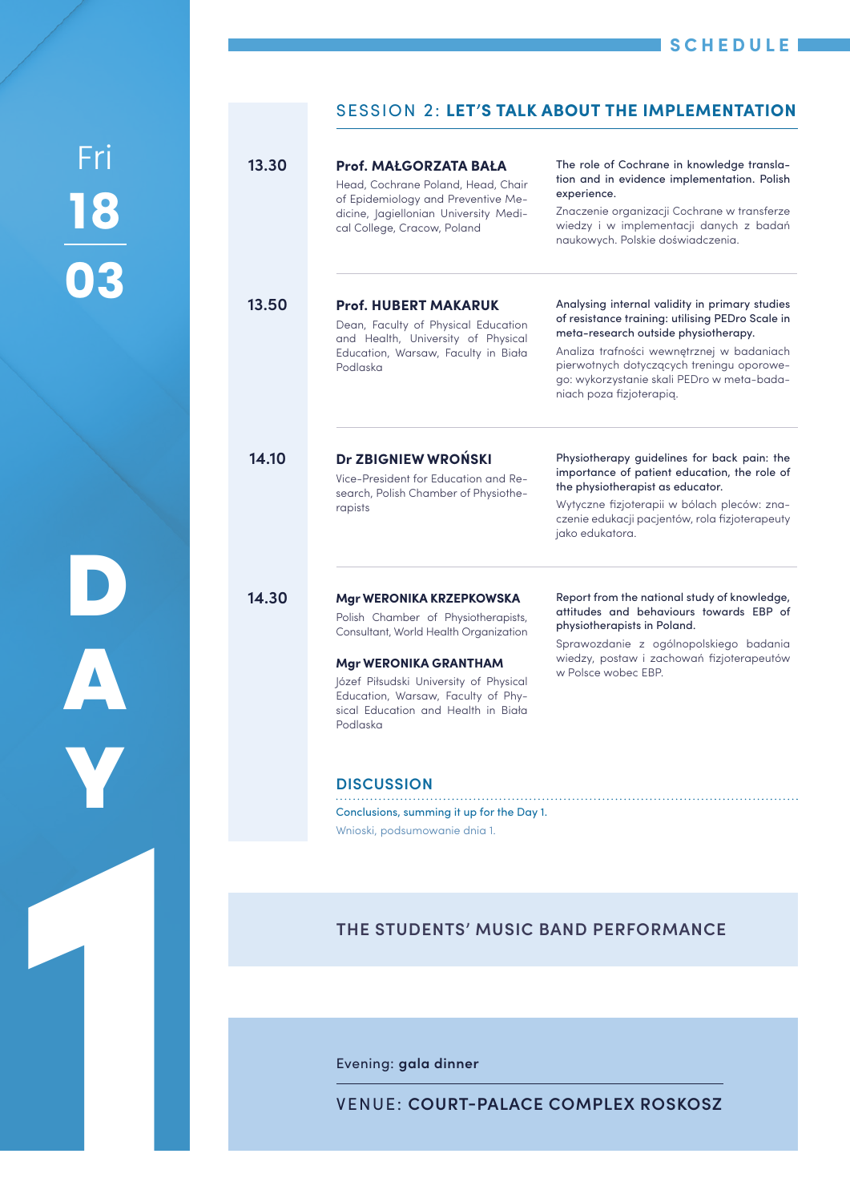Fri **18** / **03**

**DAY 1**

# SESSION 2: LET'S TALK ABOUT THE IMPLEMENTATION

**13.30**

**Prof. MAŁGORZATA BAŁA**
Head, Cochrane Poland, Head, Chair of Epidemiology and Preventive Medicine, Jagiellonian University Medical College, Cracow, Poland

The role of Cochrane in knowledge translation and in evidence implementation. Polish experience.

Znaczenie organizacji Cochrane w transferze wiedzy i w implementacji danych z badań naukowych. Polskie doświadczenia.

**13.50**

**Prof. HUBERT MAKARUK**
Dean, Faculty of Physical Education and Health, University of Physical Education, Warsaw, Faculty in Biała Podlaska

Analysing internal validity in primary studies of resistance training: utilising PEDro Scale in meta-research outside physiotherapy.

Analiza trafności wewnętrznej w badaniach pierwotnych dotyczących treningu oporowego: wykorzystanie skali PEDro w meta-badaniach poza fizjoterapią.

**14.10**

**Dr ZBIGNIEW WROŃSKI**
Vice-President for Education and Research, Polish Chamber of Physiotherapists

Physiotherapy guidelines for back pain: the importance of patient education, the role of the physiotherapist as educator.

Wytyczne fizjoterapii w bólach pleców: znaczenie edukacji pacjentów, rola fizjoterapeuty jako edukatora.

**14.30**

**Mgr WERONIKA KRZEPKOWSKA**
Polish Chamber of Physiotherapists, Consultant, World Health Organization

**Mgr WERONIKA GRANTHAM**
Józef Piłsudski University of Physical Education, Warsaw, Faculty of Physical Education and Health in Biała Podlaska

Report from the national study of knowledge, attitudes and behaviours towards EBP of physiotherapists in Poland.

Sprawozdanie z ogólnopolskiego badania wiedzy, postaw i zachowań fizjoterapeutów w Polsce wobec EBP.

## DISCUSSION

Conclusions, summing it up for the Day 1.

Wnioski, podsumowanie dnia 1.

## THE STUDENTS' MUSIC BAND PERFORMANCE

Evening: **gala dinner**

VENUE: **COURT-PALACE COMPLEX ROSKOSZ**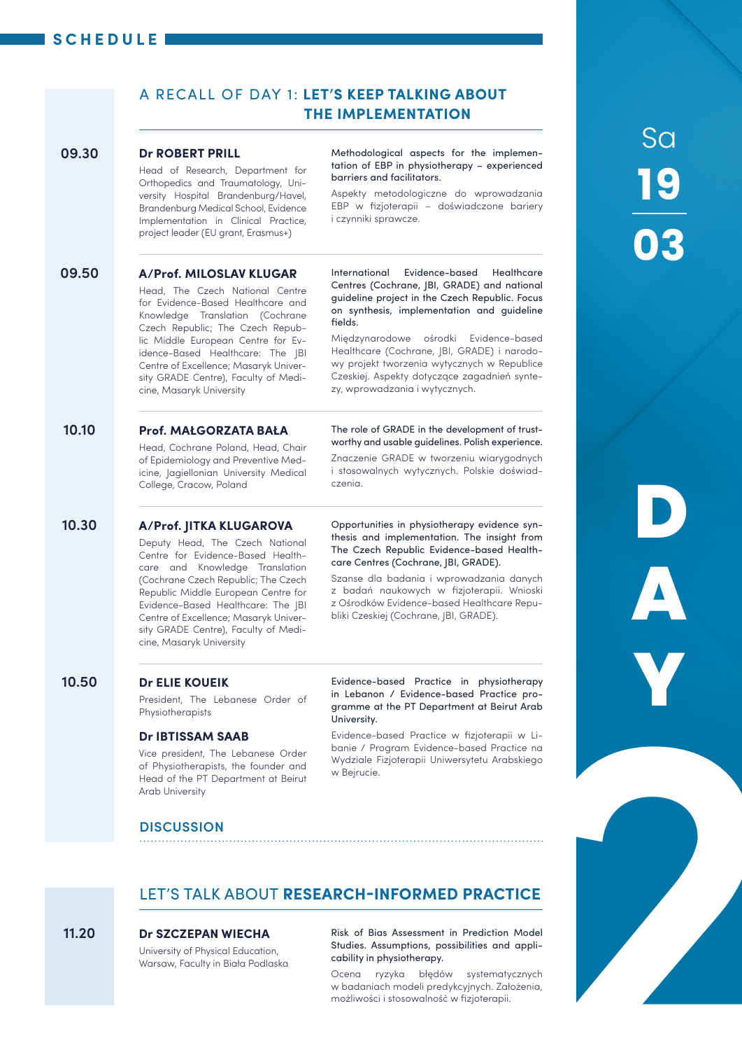## SCHEDULE

Sa **19** **03**

**DAY 2**

### A RECALL OF DAY 1: **LET'S KEEP TALKING ABOUT THE IMPLEMENTATION**

**09.30**

**Dr ROBERT PRILL**

Head of Research, Department for Orthopedics and Traumatology, University Hospital Brandenburg/Havel, Brandenburg Medical School, Evidence Implementation in Clinical Practice, project leader (EU grant, Erasmus+)

Methodological aspects for the implementation of EBP in physiotherapy – experienced barriers and facilitators.

Aspekty metodologiczne do wprowadzania EBP w fizjoterapii – doświadczone bariery i czynniki sprawcze.

**09.50**

**A/Prof. MILOSLAV KLUGAR**

Head, The Czech National Centre for Evidence-Based Healthcare and Knowledge Translation (Cochrane Czech Republic; The Czech Republic Middle European Centre for Evidence-Based Healthcare: The JBI Centre of Excellence; Masaryk University GRADE Centre), Faculty of Medicine, Masaryk University

International Evidence-based Healthcare Centres (Cochrane, JBI, GRADE) and national guideline project in the Czech Republic. Focus on synthesis, implementation and guideline fields.

Międzynarodowe ośrodki Evidence-based Healthcare (Cochrane, JBI, GRADE) i narodowy projekt tworzenia wytycznych w Republice Czeskiej. Aspekty dotyczące zagadnień syntezy, wprowadzania i wytycznych.

**10.10**

**Prof. MAŁGORZATA BAŁA**

Head, Cochrane Poland, Head, Chair of Epidemiology and Preventive Medicine, Jagiellonian University Medical College, Cracow, Poland

The role of GRADE in the development of trustworthy and usable guidelines. Polish experience.

Znaczenie GRADE w tworzeniu wiarygodnych i stosowalnych wytycznych. Polskie doświadczenia.

**10.30**

**A/Prof. JITKA KLUGAROVA**

Deputy Head, The Czech National Centre for Evidence-Based Healthcare and Knowledge Translation (Cochrane Czech Republic; The Czech Republic Middle European Centre for Evidence-Based Healthcare: The JBI Centre of Excellence; Masaryk University GRADE Centre), Faculty of Medicine, Masaryk University

Opportunities in physiotherapy evidence synthesis and implementation. The insight from The Czech Republic Evidence-based Healthcare Centres (Cochrane, JBI, GRADE).

Szanse dla badania i wprowadzania danych z badań naukowych w fizjoterapii. Wnioski z Ośrodków Evidence-based Healthcare Republiki Czeskiej (Cochrane, JBI, GRADE).

**10.50**

**Dr ELIE KOUEIK**

President, The Lebanese Order of Physiotherapists

**Dr IBTISSAM SAAB**

Vice president, The Lebanese Order of Physiotherapists, the founder and Head of the PT Department at Beirut Arab University

Evidence-based Practice in physiotherapy in Lebanon / Evidence-based Practice programme at the PT Department at Beirut Arab University.

Evidence-based Practice w fizjoterapii w Libanie / Program Evidence-based Practice na Wydziale Fizjoterapii Uniwersytetu Arabskiego w Bejrucie.

**DISCUSSION**

### LET'S TALK ABOUT **RESEARCH-INFORMED PRACTICE**

**11.20**

**Dr SZCZEPAN WIECHA**

University of Physical Education, Warsaw, Faculty in Biała Podlaska

Risk of Bias Assessment in Prediction Model Studies. Assumptions, possibilities and applicability in physiotherapy.

Ocena ryzyka błędów systematycznych w badaniach modeli predykcyjnych. Założenia, możliwości i stosowalność w fizjoterapii.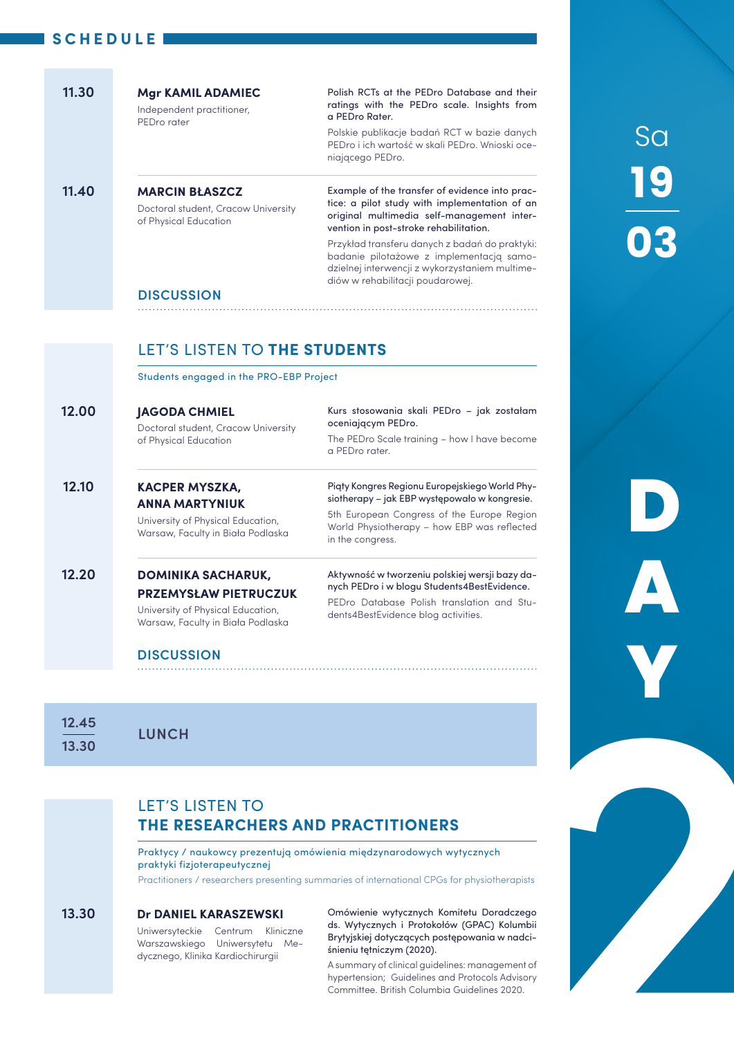## SCHEDULE

Sa **19** / **03**

**DAY 2**

**11.30**

**Mgr KAMIL ADAMIEC**
Independent practitioner, PEDro rater

Polish RCTs at the PEDro Database and their ratings with the PEDro scale. Insights from a PEDro Rater.

Polskie publikacje badań RCT w bazie danych PEDro i ich wartość w skali PEDro. Wnioski oceniającego PEDro.

**11.40**

**MARCIN BŁASZCZ**
Doctoral student, Cracow University of Physical Education

Example of the transfer of evidence into practice: a pilot study with implementation of an original multimedia self-management intervention in post-stroke rehabilitation.

Przykład transferu danych z badań do praktyki: badanie pilotażowe z implementacją samodzielnej interwencji z wykorzystaniem multimediów w rehabilitacji poudarowej.

**DISCUSSION**

## LET'S LISTEN TO **THE STUDENTS**

Students engaged in the PRO-EBP Project

**12.00**

**JAGODA CHMIEL**
Doctoral student, Cracow University of Physical Education

Kurs stosowania skali PEDro – jak zostałam oceniającym PEDro.

The PEDro Scale training – how I have become a PEDro rater.

**12.10**

**KACPER MYSZKA, ANNA MARTYNIUK**
University of Physical Education, Warsaw, Faculty in Biała Podlaska

Piąty Kongres Regionu Europejskiego World Physiotherapy – jak EBP występowało w kongresie.

5th European Congress of the Europe Region World Physiotherapy – how EBP was reflected in the congress.

**12.20**

**DOMINIKA SACHARUK, PRZEMYSŁAW PIETRUCZUK**
University of Physical Education, Warsaw, Faculty in Biała Podlaska

Aktywność w tworzeniu polskiej wersji bazy danych PEDro i w blogu Students4BestEvidence.

PEDro Database Polish translation and Students4BestEvidence blog activities.

**DISCUSSION**

**12.45 – 13.30** **LUNCH**

## LET'S LISTEN TO **THE RESEARCHERS AND PRACTITIONERS**

Praktycy / naukowcy prezentują omówienia międzynarodowych wytycznych praktyki fizjoterapeutycznej

Practitioners / researchers presenting summaries of international CPGs for physiotherapists

**13.30**

**Dr DANIEL KARASZEWSKI**
Uniwersyteckie Centrum Kliniczne Warszawskiego Uniwersytetu Medycznego, Klinika Kardiochirurgii

Omówienie wytycznych Komitetu Doradczego ds. Wytycznych i Protokołów (GPAC) Kolumbii Brytyjskiej dotyczących postępowania w nadciśnieniu tętniczym (2020).

A summary of clinical guidelines: management of hypertension; Guidelines and Protocols Advisory Committee. British Columbia Guidelines 2020.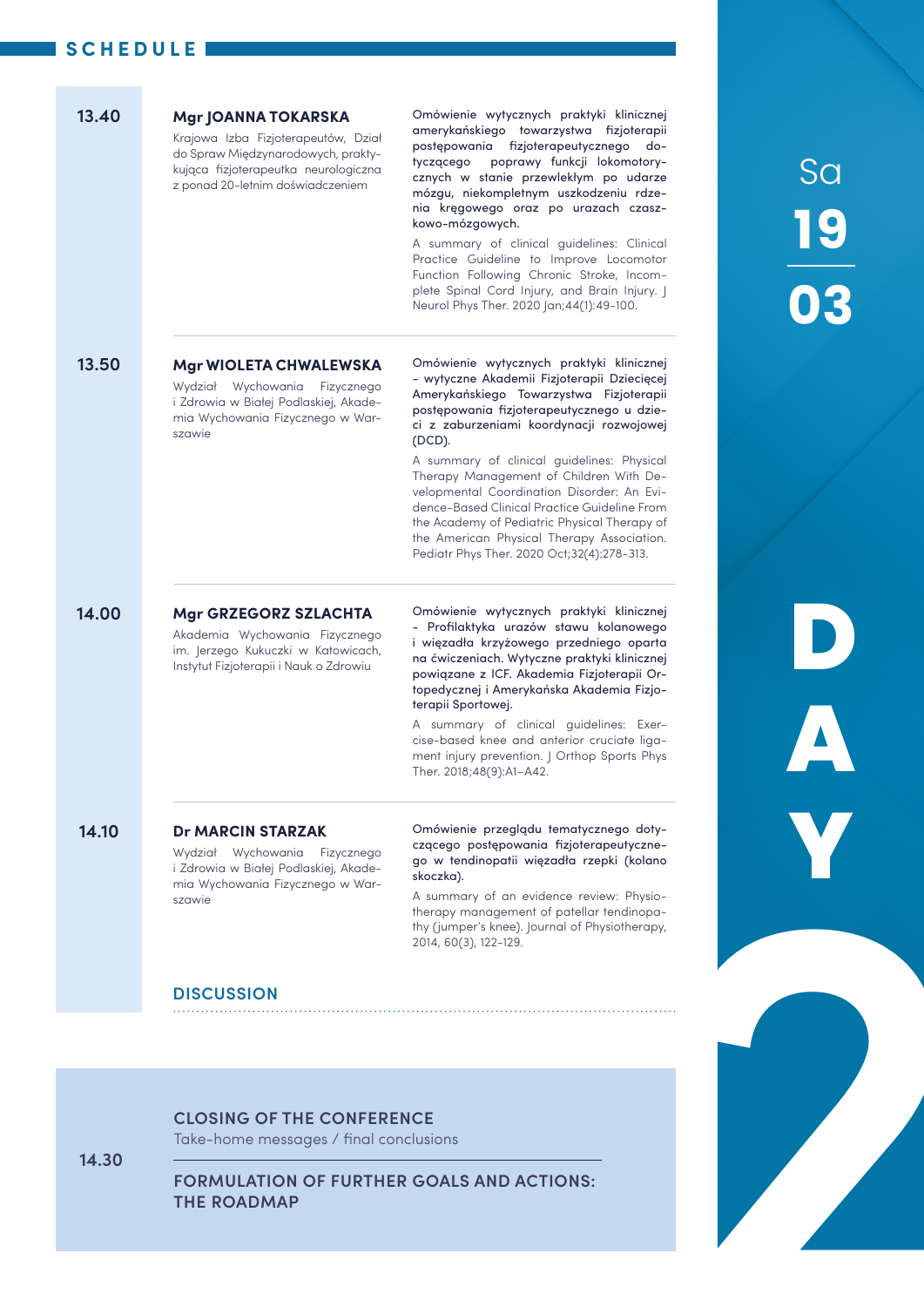## SCHEDULE

**Sa 19 03**

**DAY 2**

**13.40**

**Mgr JOANNA TOKARSKA**

Krajowa Izba Fizjoterapeutów, Dział do Spraw Międzynarodowych, praktykująca fizjoterapeutka neurologiczna z ponad 20-letnim doświadczeniem

**Omówienie wytycznych praktyki klinicznej amerykańskiego towarzystwa fizjoterapii postępowania fizjoterapeutycznego dotyczącego poprawy funkcji lokomotorycznych w stanie przewlekłym po udarze mózgu, niekompletnym uszkodzeniu rdzenia kręgowego oraz po urazach czaszkowo-mózgowych.**

A summary of clinical guidelines: Clinical Practice Guideline to Improve Locomotor Function Following Chronic Stroke, Incomplete Spinal Cord Injury, and Brain Injury. J Neurol Phys Ther. 2020 Jan;44(1):49-100.

**13.50**

**Mgr WIOLETA CHWALEWSKA**

Wydział Wychowania Fizycznego i Zdrowia w Białej Podlaskiej, Akademia Wychowania Fizycznego w Warszawie

**Omówienie wytycznych praktyki klinicznej - wytyczne Akademii Fizjoterapii Dziecięcej Amerykańskiego Towarzystwa Fizjoterapii postępowania fizjoterapeutycznego u dzieci z zaburzeniami koordynacji rozwojowej (DCD).**

A summary of clinical guidelines: Physical Therapy Management of Children With Developmental Coordination Disorder: An Evidence-Based Clinical Practice Guideline From the Academy of Pediatric Physical Therapy of the American Physical Therapy Association. Pediatr Phys Ther. 2020 Oct;32(4):278-313.

**14.00**

**Mgr GRZEGORZ SZLACHTA**

Akademia Wychowania Fizycznego im. Jerzego Kukuczki w Katowicach, Instytut Fizjoterapii i Nauk o Zdrowiu

**Omówienie wytycznych praktyki klinicznej - Profilaktyka urazów stawu kolanowego i więzadła krzyżowego przedniego oparta na ćwiczeniach. Wytyczne praktyki klinicznej powiązane z ICF. Akademia Fizjoterapii Ortopedycznej i Amerykańska Akademia Fizjoterapii Sportowej.**

A summary of clinical guidelines: Exercise-based knee and anterior cruciate ligament injury prevention. J Orthop Sports Phys Ther. 2018;48(9):A1–A42.

**14.10**

**Dr MARCIN STARZAK**

Wydział Wychowania Fizycznego i Zdrowia w Białej Podlaskiej, Akademia Wychowania Fizycznego w Warszawie

**Omówienie przeglądu tematycznego dotyczącego postępowania fizjoterapeutycznego w tendinopatii więzadła rzepki (kolano skoczka).**

A summary of an evidence review: Physiotherapy management of patellar tendinopathy (jumper's knee). Journal of Physiotherapy, 2014, 60(3), 122-129.

**DISCUSSION**

**14.30**

**CLOSING OF THE CONFERENCE**

Take-home messages / final conclusions

**FORMULATION OF FURTHER GOALS AND ACTIONS: THE ROADMAP**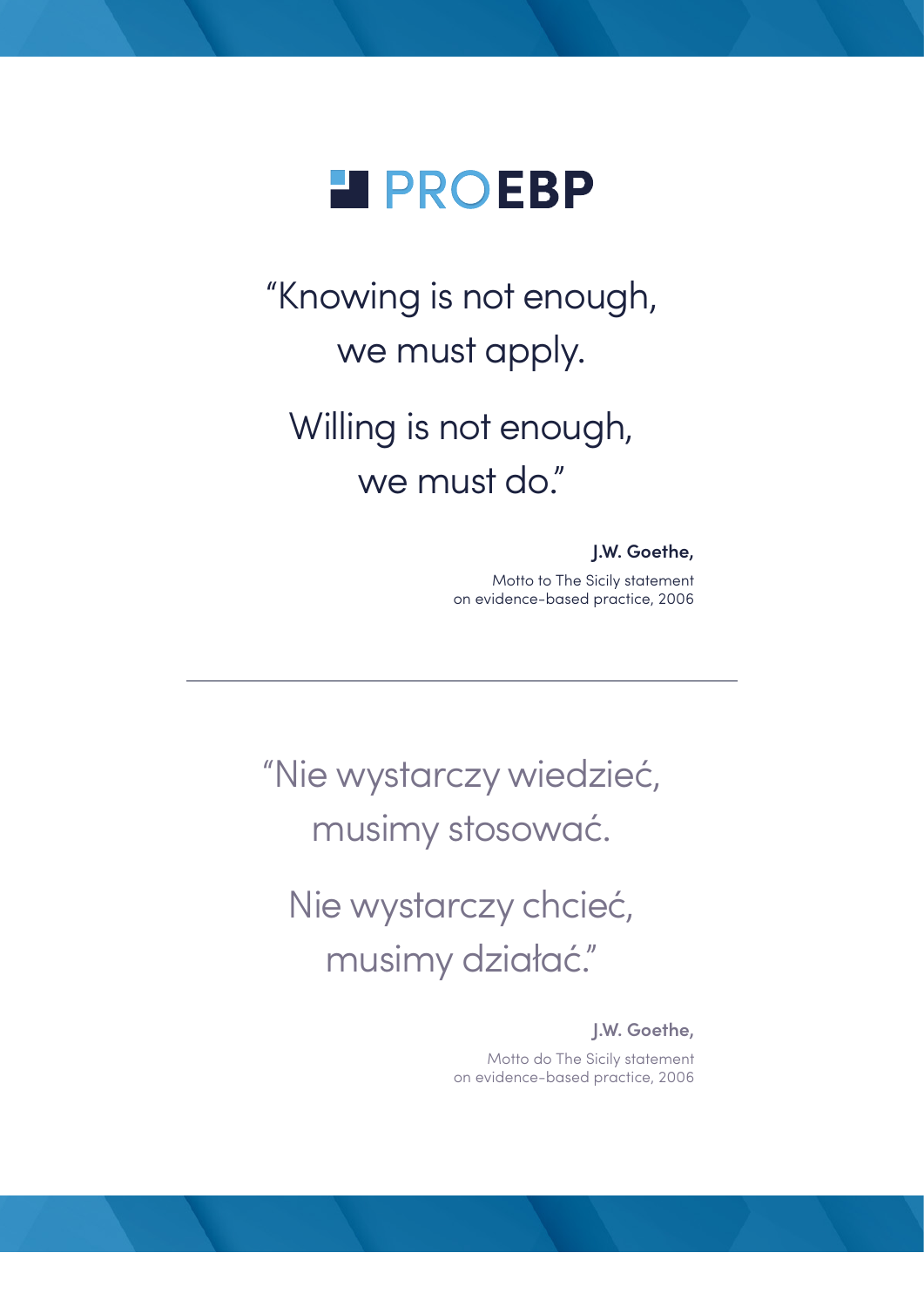# PROEBP

"Knowing is not enough,
we must apply.

Willing is not enough,
we must do."

**J.W. Goethe,**
Motto to The Sicily statement
on evidence-based practice, 2006

---

"Nie wystarczy wiedzieć,
musimy stosować.

Nie wystarczy chcieć,
musimy działać."

**J.W. Goethe,**
Motto do The Sicily statement
on evidence-based practice, 2006